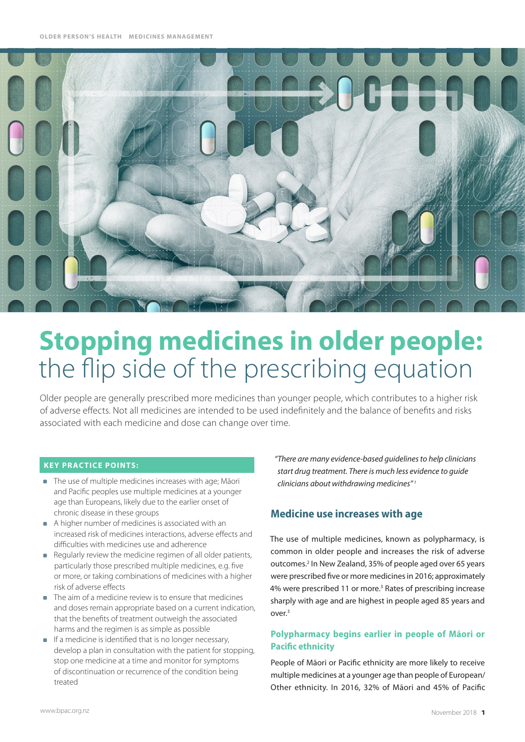# Stopping medicines in older people: the flip side of the prescribing equation

Older people are generally prescribed more medicines than younger people, which contributes to a higher risk of adverse effects. Not all medicines are intended to be used indefinitely and the balance of benefits and risks associated with each medicine and dose can change over time.

**KEY PRACTICE POINTS:**

- The use of multiple medicines increases with age; Māori and Pacific peoples use multiple medicines at a younger age than Europeans, likely due to the earlier onset of chronic disease in these groups
- A higher number of medicines is associated with an increased risk of medicines interactions, adverse effects and difficulties with medicines use and adherence
- Regularly review the medicine regimen of all older patients, particularly those prescribed multiple medicines, e.g. five or more, or taking combinations of medicines with a higher risk of adverse effects
- The aim of a medicine review is to ensure that medicines and doses remain appropriate based on a current indication, that the benefits of treatment outweigh the associated harms and the regimen is as simple as possible
- If a medicine is identified that is no longer necessary, develop a plan in consultation with the patient for stopping, stop one medicine at a time and monitor for symptoms of discontinuation or recurrence of the condition being treated

*"There are many evidence-based guidelines to help clinicians start drug treatment. There is much less evidence to guide clinicians about withdrawing medicines"* [1]

## Medicine use increases with age

The use of multiple medicines, known as polypharmacy, is common in older people and increases the risk of adverse outcomes.[2] In New Zealand, 35% of people aged over 65 years were prescribed five or more medicines in 2016; approximately 4% were prescribed 11 or more.[3] Rates of prescribing increase sharply with age and are highest in people aged 85 years and over.[3]

### Polypharmacy begins earlier in people of Māori or Pacific ethnicity

People of Māori or Pacific ethnicity are more likely to receive multiple medicines at a younger age than people of European/Other ethnicity. In 2016, 32% of Māori and 45% of Pacific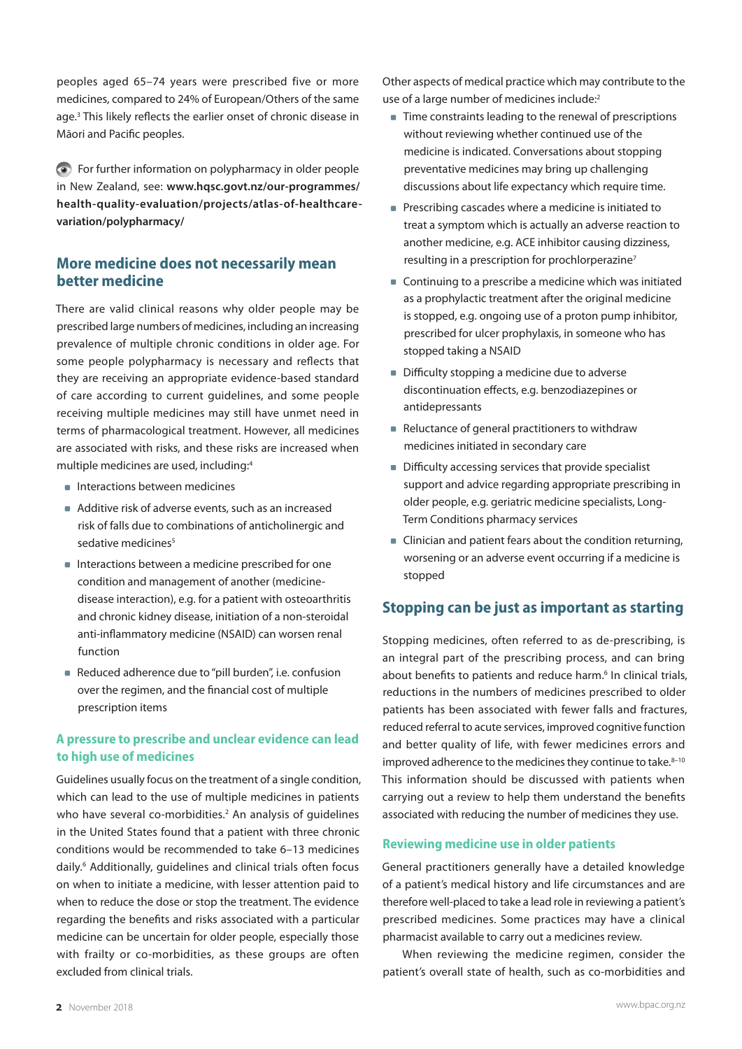peoples aged 65–74 years were prescribed five or more medicines, compared to 24% of European/Others of the same age.[3] This likely reflects the earlier onset of chronic disease in Māori and Pacific peoples.

For further information on polypharmacy in older people in New Zealand, see: **www.hqsc.govt.nz/our-programmes/health-quality-evaluation/projects/atlas-of-healthcare-variation/polypharmacy/**

## More medicine does not necessarily mean better medicine

There are valid clinical reasons why older people may be prescribed large numbers of medicines, including an increasing prevalence of multiple chronic conditions in older age. For some people polypharmacy is necessary and reflects that they are receiving an appropriate evidence-based standard of care according to current guidelines, and some people receiving multiple medicines may still have unmet need in terms of pharmacological treatment. However, all medicines are associated with risks, and these risks are increased when multiple medicines are used, including:[4]

- Interactions between medicines
- Additive risk of adverse events, such as an increased risk of falls due to combinations of anticholinergic and sedative medicines[5]
- Interactions between a medicine prescribed for one condition and management of another (medicine-disease interaction), e.g. for a patient with osteoarthritis and chronic kidney disease, initiation of a non-steroidal anti-inflammatory medicine (NSAID) can worsen renal function
- Reduced adherence due to "pill burden", i.e. confusion over the regimen, and the financial cost of multiple prescription items

### A pressure to prescribe and unclear evidence can lead to high use of medicines

Guidelines usually focus on the treatment of a single condition, which can lead to the use of multiple medicines in patients who have several co-morbidities.[2] An analysis of guidelines in the United States found that a patient with three chronic conditions would be recommended to take 6–13 medicines daily.[6] Additionally, guidelines and clinical trials often focus on when to initiate a medicine, with lesser attention paid to when to reduce the dose or stop the treatment. The evidence regarding the benefits and risks associated with a particular medicine can be uncertain for older people, especially those with frailty or co-morbidities, as these groups are often excluded from clinical trials.

Other aspects of medical practice which may contribute to the use of a large number of medicines include:[2]

- Time constraints leading to the renewal of prescriptions without reviewing whether continued use of the medicine is indicated. Conversations about stopping preventative medicines may bring up challenging discussions about life expectancy which require time.
- Prescribing cascades where a medicine is initiated to treat a symptom which is actually an adverse reaction to another medicine, e.g. ACE inhibitor causing dizziness, resulting in a prescription for prochlorperazine[7]
- Continuing to a prescribe a medicine which was initiated as a prophylactic treatment after the original medicine is stopped, e.g. ongoing use of a proton pump inhibitor, prescribed for ulcer prophylaxis, in someone who has stopped taking a NSAID
- Difficulty stopping a medicine due to adverse discontinuation effects, e.g. benzodiazepines or antidepressants
- Reluctance of general practitioners to withdraw medicines initiated in secondary care
- Difficulty accessing services that provide specialist support and advice regarding appropriate prescribing in older people, e.g. geriatric medicine specialists, Long-Term Conditions pharmacy services
- Clinician and patient fears about the condition returning, worsening or an adverse event occurring if a medicine is stopped

## Stopping can be just as important as starting

Stopping medicines, often referred to as de-prescribing, is an integral part of the prescribing process, and can bring about benefits to patients and reduce harm.[6] In clinical trials, reductions in the numbers of medicines prescribed to older patients has been associated with fewer falls and fractures, reduced referral to acute services, improved cognitive function and better quality of life, with fewer medicines errors and improved adherence to the medicines they continue to take.[8–10] This information should be discussed with patients when carrying out a review to help them understand the benefits associated with reducing the number of medicines they use.

### Reviewing medicine use in older patients

General practitioners generally have a detailed knowledge of a patient's medical history and life circumstances and are therefore well-placed to take a lead role in reviewing a patient's prescribed medicines. Some practices may have a clinical pharmacist available to carry out a medicines review.

When reviewing the medicine regimen, consider the patient's overall state of health, such as co-morbidities and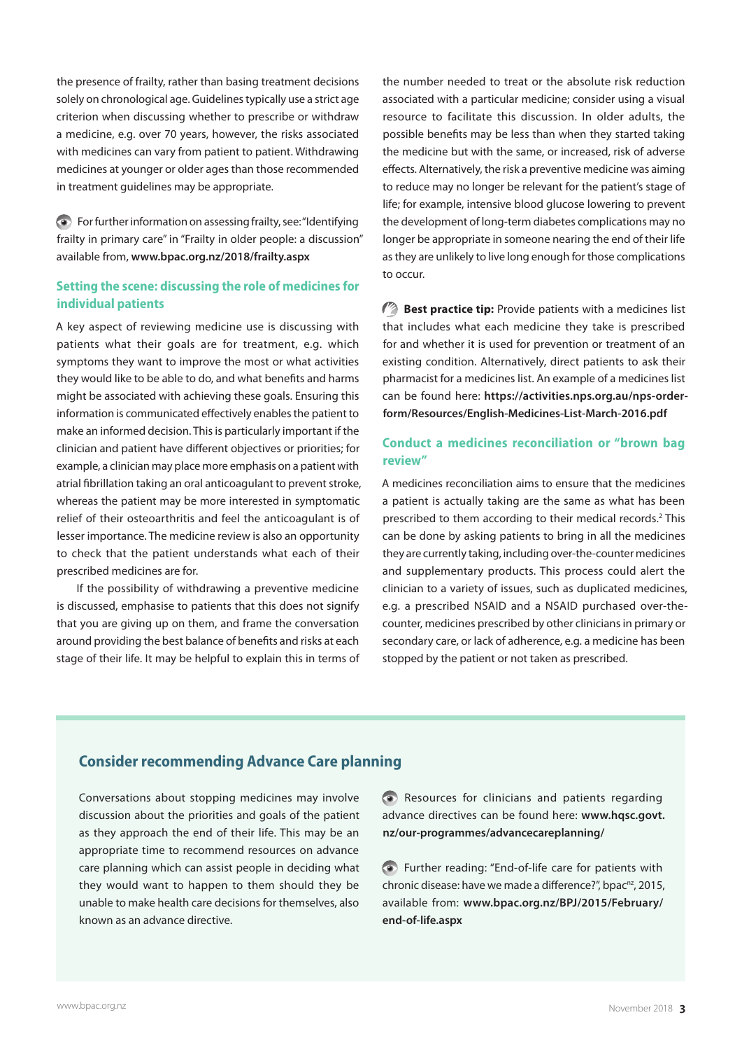the presence of frailty, rather than basing treatment decisions solely on chronological age. Guidelines typically use a strict age criterion when discussing whether to prescribe or withdraw a medicine, e.g. over 70 years, however, the risks associated with medicines can vary from patient to patient. Withdrawing medicines at younger or older ages than those recommended in treatment guidelines may be appropriate.

For further information on assessing frailty, see: "Identifying frailty in primary care" in "Frailty in older people: a discussion" available from, **www.bpac.org.nz/2018/frailty.aspx**

### Setting the scene: discussing the role of medicines for individual patients

A key aspect of reviewing medicine use is discussing with patients what their goals are for treatment, e.g. which symptoms they want to improve the most or what activities they would like to be able to do, and what benefits and harms might be associated with achieving these goals. Ensuring this information is communicated effectively enables the patient to make an informed decision. This is particularly important if the clinician and patient have different objectives or priorities; for example, a clinician may place more emphasis on a patient with atrial fibrillation taking an oral anticoagulant to prevent stroke, whereas the patient may be more interested in symptomatic relief of their osteoarthritis and feel the anticoagulant is of lesser importance. The medicine review is also an opportunity to check that the patient understands what each of their prescribed medicines are for.

If the possibility of withdrawing a preventive medicine is discussed, emphasise to patients that this does not signify that you are giving up on them, and frame the conversation around providing the best balance of benefits and risks at each stage of their life. It may be helpful to explain this in terms of the number needed to treat or the absolute risk reduction associated with a particular medicine; consider using a visual resource to facilitate this discussion. In older adults, the possible benefits may be less than when they started taking the medicine but with the same, or increased, risk of adverse effects. Alternatively, the risk a preventive medicine was aiming to reduce may no longer be relevant for the patient's stage of life; for example, intensive blood glucose lowering to prevent the development of long-term diabetes complications may no longer be appropriate in someone nearing the end of their life as they are unlikely to live long enough for those complications to occur.

**Best practice tip:** Provide patients with a medicines list that includes what each medicine they take is prescribed for and whether it is used for prevention or treatment of an existing condition. Alternatively, direct patients to ask their pharmacist for a medicines list. An example of a medicines list can be found here: **https://activities.nps.org.au/nps-order-form/Resources/English-Medicines-List-March-2016.pdf**

### Conduct a medicines reconciliation or "brown bag review"

A medicines reconciliation aims to ensure that the medicines a patient is actually taking are the same as what has been prescribed to them according to their medical records.[2] This can be done by asking patients to bring in all the medicines they are currently taking, including over-the-counter medicines and supplementary products. This process could alert the clinician to a variety of issues, such as duplicated medicines, e.g. a prescribed NSAID and a NSAID purchased over-the-counter, medicines prescribed by other clinicians in primary or secondary care, or lack of adherence, e.g. a medicine has been stopped by the patient or not taken as prescribed.

## Consider recommending Advance Care planning

Conversations about stopping medicines may involve discussion about the priorities and goals of the patient as they approach the end of their life. This may be an appropriate time to recommend resources on advance care planning which can assist people in deciding what they would want to happen to them should they be unable to make health care decisions for themselves, also known as an advance directive.

Resources for clinicians and patients regarding advance directives can be found here: **www.hqsc.govt.nz/our-programmes/advancecareplanning/**

Further reading: "End-of-life care for patients with chronic disease: have we made a difference?", bpac[nz], 2015, available from: **www.bpac.org.nz/BPJ/2015/February/end-of-life.aspx**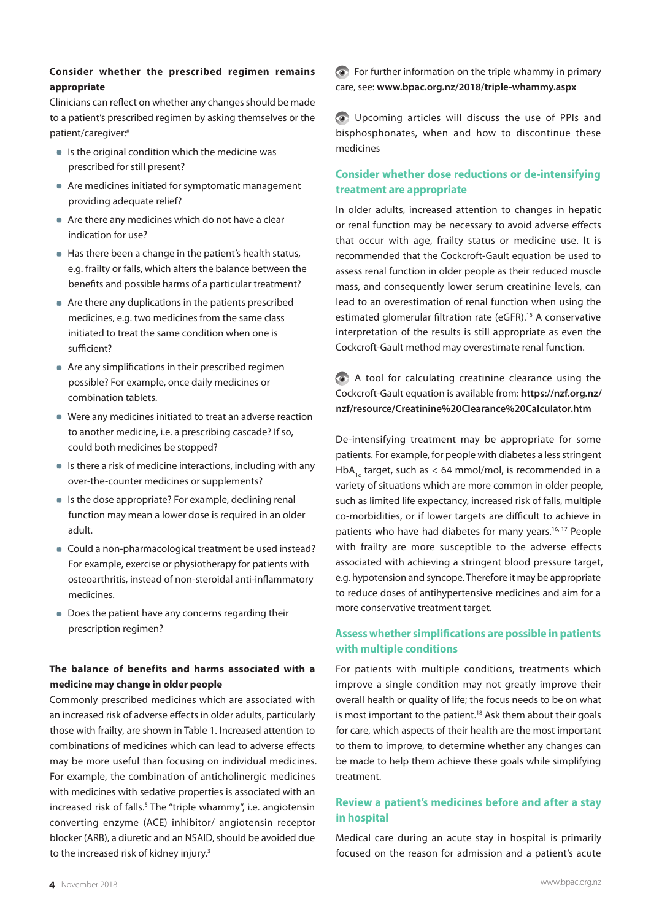**Consider whether the prescribed regimen remains appropriate**

Clinicians can reflect on whether any changes should be made to a patient's prescribed regimen by asking themselves or the patient/caregiver:[8]

- Is the original condition which the medicine was prescribed for still present?
- Are medicines initiated for symptomatic management providing adequate relief?
- Are there any medicines which do not have a clear indication for use?
- Has there been a change in the patient's health status, e.g. frailty or falls, which alters the balance between the benefits and possible harms of a particular treatment?
- Are there any duplications in the patients prescribed medicines, e.g. two medicines from the same class initiated to treat the same condition when one is sufficient?
- Are any simplifications in their prescribed regimen possible? For example, once daily medicines or combination tablets.
- Were any medicines initiated to treat an adverse reaction to another medicine, i.e. a prescribing cascade? If so, could both medicines be stopped?
- Is there a risk of medicine interactions, including with any over-the-counter medicines or supplements?
- Is the dose appropriate? For example, declining renal function may mean a lower dose is required in an older adult.
- Could a non-pharmacological treatment be used instead? For example, exercise or physiotherapy for patients with osteoarthritis, instead of non-steroidal anti-inflammatory medicines.
- Does the patient have any concerns regarding their prescription regimen?

**The balance of benefits and harms associated with a medicine may change in older people**

Commonly prescribed medicines which are associated with an increased risk of adverse effects in older adults, particularly those with frailty, are shown in Table 1. Increased attention to combinations of medicines which can lead to adverse effects may be more useful than focusing on individual medicines. For example, the combination of anticholinergic medicines with medicines with sedative properties is associated with an increased risk of falls.[5] The "triple whammy", i.e. angiotensin converting enzyme (ACE) inhibitor/ angiotensin receptor blocker (ARB), a diuretic and an NSAID, should be avoided due to the increased risk of kidney injury.[3]

For further information on the triple whammy in primary care, see: **www.bpac.org.nz/2018/triple-whammy.aspx**

Upcoming articles will discuss the use of PPIs and bisphosphonates, when and how to discontinue these medicines

## Consider whether dose reductions or de-intensifying treatment are appropriate

In older adults, increased attention to changes in hepatic or renal function may be necessary to avoid adverse effects that occur with age, frailty status or medicine use. It is recommended that the Cockcroft-Gault equation be used to assess renal function in older people as their reduced muscle mass, and consequently lower serum creatinine levels, can lead to an overestimation of renal function when using the estimated glomerular filtration rate (eGFR).[15] A conservative interpretation of the results is still appropriate as even the Cockcroft-Gault method may overestimate renal function.

A tool for calculating creatinine clearance using the Cockcroft-Gault equation is available from: **https://nzf.org.nz/nzf/resource/Creatinine%20Clearance%20Calculator.htm**

De-intensifying treatment may be appropriate for some patients. For example, for people with diabetes a less stringent $HbA_{1c}$ target, such as < 64 mmol/mol, is recommended in a variety of situations which are more common in older people, such as limited life expectancy, increased risk of falls, multiple co-morbidities, or if lower targets are difficult to achieve in patients who have had diabetes for many years.[16, 17] People with frailty are more susceptible to the adverse effects associated with achieving a stringent blood pressure target, e.g. hypotension and syncope. Therefore it may be appropriate to reduce doses of antihypertensive medicines and aim for a more conservative treatment target.

## Assess whether simplifications are possible in patients with multiple conditions

For patients with multiple conditions, treatments which improve a single condition may not greatly improve their overall health or quality of life; the focus needs to be on what is most important to the patient.[18] Ask them about their goals for care, which aspects of their health are the most important to them to improve, to determine whether any changes can be made to help them achieve these goals while simplifying treatment.

## Review a patient's medicines before and after a stay in hospital

Medical care during an acute stay in hospital is primarily focused on the reason for admission and a patient's acute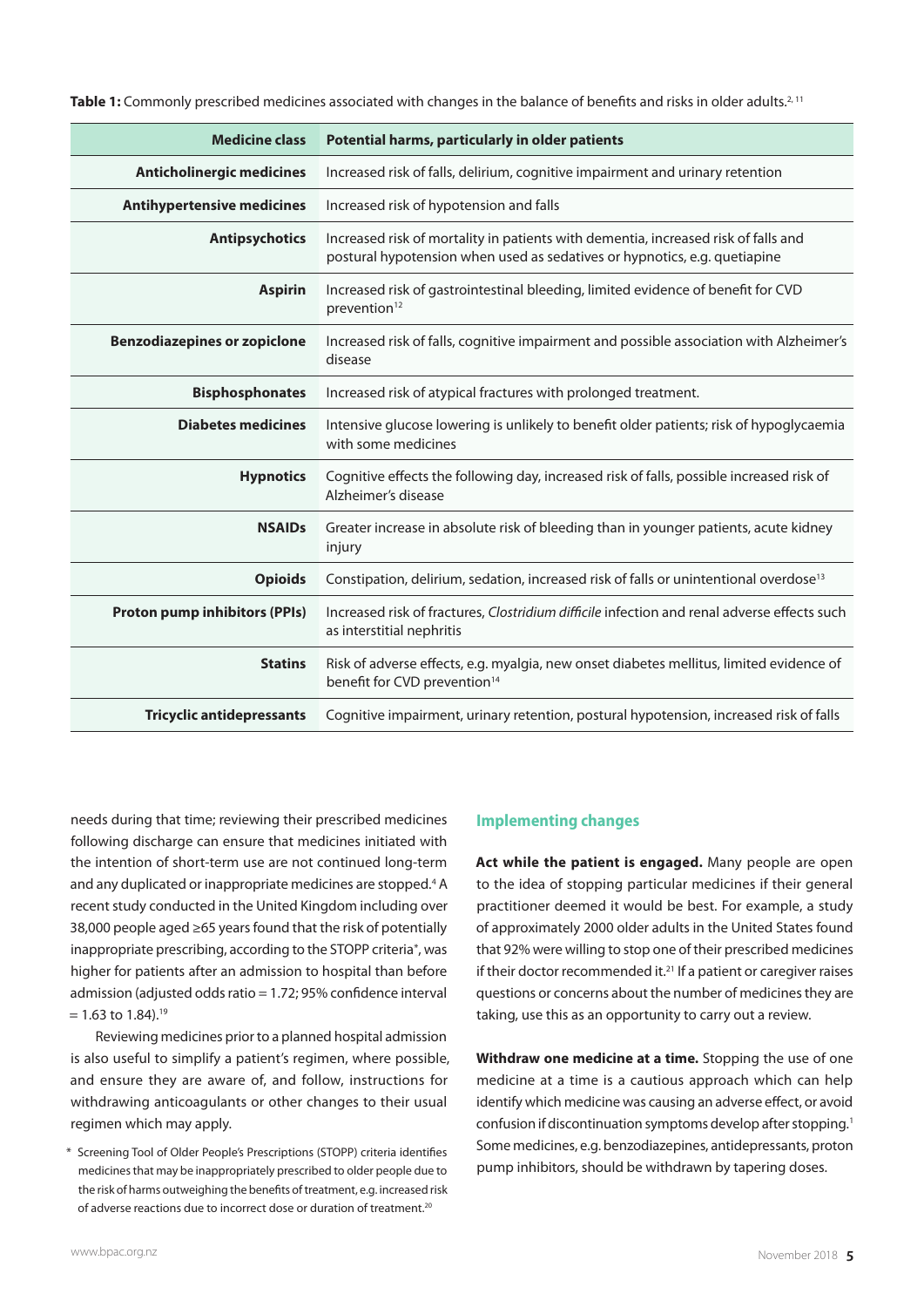**Table 1:** Commonly prescribed medicines associated with changes in the balance of benefits and risks in older adults.[2, 11]

| Medicine class | Potential harms, particularly in older patients |
|---|---|
| **Anticholinergic medicines** | Increased risk of falls, delirium, cognitive impairment and urinary retention |
| **Antihypertensive medicines** | Increased risk of hypotension and falls |
| **Antipsychotics** | Increased risk of mortality in patients with dementia, increased risk of falls and postural hypotension when used as sedatives or hypnotics, e.g. quetiapine |
| **Aspirin** | Increased risk of gastrointestinal bleeding, limited evidence of benefit for CVD prevention[12] |
| **Benzodiazepines or zopiclone** | Increased risk of falls, cognitive impairment and possible association with Alzheimer's disease |
| **Bisphosphonates** | Increased risk of atypical fractures with prolonged treatment. |
| **Diabetes medicines** | Intensive glucose lowering is unlikely to benefit older patients; risk of hypoglycaemia with some medicines |
| **Hypnotics** | Cognitive effects the following day, increased risk of falls, possible increased risk of Alzheimer's disease |
| **NSAIDs** | Greater increase in absolute risk of bleeding than in younger patients, acute kidney injury |
| **Opioids** | Constipation, delirium, sedation, increased risk of falls or unintentional overdose[13] |
| **Proton pump inhibitors (PPIs)** | Increased risk of fractures, *Clostridium difficile* infection and renal adverse effects such as interstitial nephritis |
| **Statins** | Risk of adverse effects, e.g. myalgia, new onset diabetes mellitus, limited evidence of benefit for CVD prevention[14] |
| **Tricyclic antidepressants** | Cognitive impairment, urinary retention, postural hypotension, increased risk of falls |

needs during that time; reviewing their prescribed medicines following discharge can ensure that medicines initiated with the intention of short-term use are not continued long-term and any duplicated or inappropriate medicines are stopped.[4] A recent study conducted in the United Kingdom including over 38,000 people aged ≥65 years found that the risk of potentially inappropriate prescribing, according to the STOPP criteria*, was higher for patients after an admission to hospital than before admission (adjusted odds ratio = 1.72; 95% confidence interval = 1.63 to 1.84).[19]

Reviewing medicines prior to a planned hospital admission is also useful to simplify a patient's regimen, where possible, and ensure they are aware of, and follow, instructions for withdrawing anticoagulants or other changes to their usual regimen which may apply.

\* Screening Tool of Older People's Prescriptions (STOPP) criteria identifies medicines that may be inappropriately prescribed to older people due to the risk of harms outweighing the benefits of treatment, e.g. increased risk of adverse reactions due to incorrect dose or duration of treatment.[20]

## Implementing changes

**Act while the patient is engaged.** Many people are open to the idea of stopping particular medicines if their general practitioner deemed it would be best. For example, a study of approximately 2000 older adults in the United States found that 92% were willing to stop one of their prescribed medicines if their doctor recommended it.[21] If a patient or caregiver raises questions or concerns about the number of medicines they are taking, use this as an opportunity to carry out a review.

**Withdraw one medicine at a time.** Stopping the use of one medicine at a time is a cautious approach which can help identify which medicine was causing an adverse effect, or avoid confusion if discontinuation symptoms develop after stopping.[1] Some medicines, e.g. benzodiazepines, antidepressants, proton pump inhibitors, should be withdrawn by tapering doses.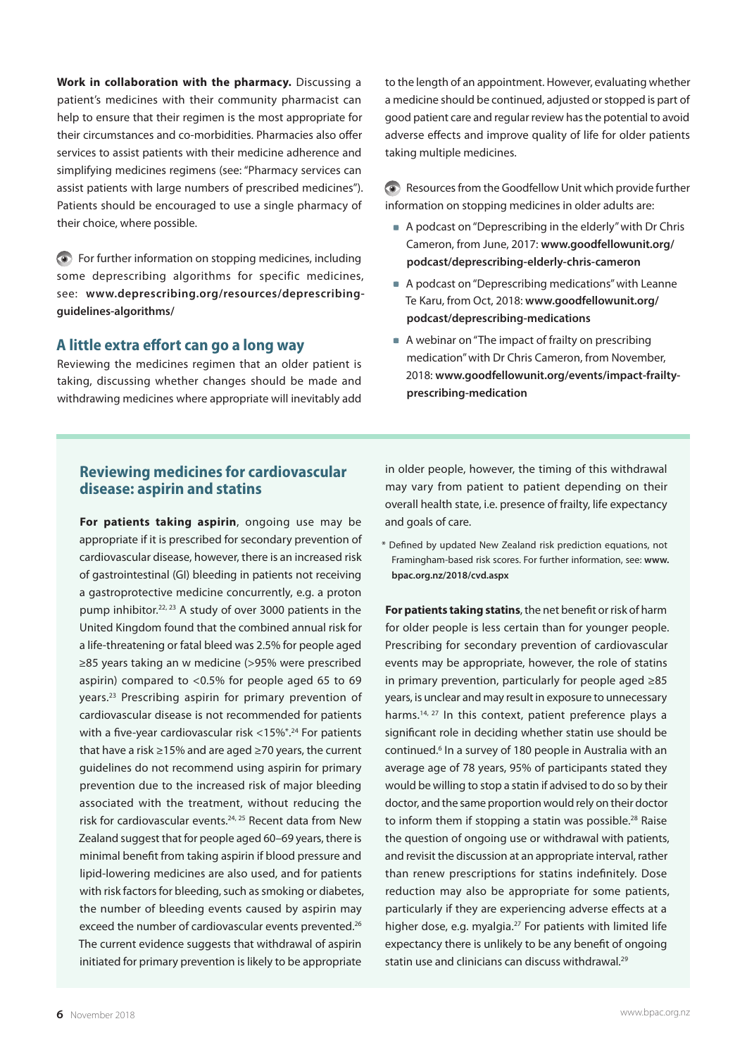**Work in collaboration with the pharmacy.** Discussing a patient's medicines with their community pharmacist can help to ensure that their regimen is the most appropriate for their circumstances and co-morbidities. Pharmacies also offer services to assist patients with their medicine adherence and simplifying medicines regimens (see: "Pharmacy services can assist patients with large numbers of prescribed medicines"). Patients should be encouraged to use a single pharmacy of their choice, where possible.

For further information on stopping medicines, including some deprescribing algorithms for specific medicines, see: **www.deprescribing.org/resources/deprescribing-guidelines-algorithms/**

## A little extra effort can go a long way

Reviewing the medicines regimen that an older patient is taking, discussing whether changes should be made and withdrawing medicines where appropriate will inevitably add to the length of an appointment. However, evaluating whether a medicine should be continued, adjusted or stopped is part of good patient care and regular review has the potential to avoid adverse effects and improve quality of life for older patients taking multiple medicines.

Resources from the Goodfellow Unit which provide further information on stopping medicines in older adults are:

- A podcast on "Deprescribing in the elderly" with Dr Chris Cameron, from June, 2017: **www.goodfellowunit.org/podcast/deprescribing-elderly-chris-cameron**
- A podcast on "Deprescribing medications" with Leanne Te Karu, from Oct, 2018: **www.goodfellowunit.org/podcast/deprescribing-medications**
- A webinar on "The impact of frailty on prescribing medication" with Dr Chris Cameron, from November, 2018: **www.goodfellowunit.org/events/impact-frailty-prescribing-medication**

### Reviewing medicines for cardiovascular disease: aspirin and statins

**For patients taking aspirin**, ongoing use may be appropriate if it is prescribed for secondary prevention of cardiovascular disease, however, there is an increased risk of gastrointestinal (GI) bleeding in patients not receiving a gastroprotective medicine concurrently, e.g. a proton pump inhibitor.[22, 23] A study of over 3000 patients in the United Kingdom found that the combined annual risk for a life-threatening or fatal bleed was 2.5% for people aged ≥85 years taking an w medicine (>95% were prescribed aspirin) compared to <0.5% for people aged 65 to 69 years.[23] Prescribing aspirin for primary prevention of cardiovascular disease is not recommended for patients with a five-year cardiovascular risk <15%*.[24] For patients that have a risk ≥15% and are aged ≥70 years, the current guidelines do not recommend using aspirin for primary prevention due to the increased risk of major bleeding associated with the treatment, without reducing the risk for cardiovascular events.[24, 25] Recent data from New Zealand suggest that for people aged 60–69 years, there is minimal benefit from taking aspirin if blood pressure and lipid-lowering medicines are also used, and for patients with risk factors for bleeding, such as smoking or diabetes, the number of bleeding events caused by aspirin may exceed the number of cardiovascular events prevented.[26] The current evidence suggests that withdrawal of aspirin initiated for primary prevention is likely to be appropriate in older people, however, the timing of this withdrawal may vary from patient to patient depending on their overall health state, i.e. presence of frailty, life expectancy and goals of care.

\* Defined by updated New Zealand risk prediction equations, not Framingham-based risk scores. For further information, see: **www.bpac.org.nz/2018/cvd.aspx**

**For patients taking statins**, the net benefit or risk of harm for older people is less certain than for younger people. Prescribing for secondary prevention of cardiovascular events may be appropriate, however, the role of statins in primary prevention, particularly for people aged ≥85 years, is unclear and may result in exposure to unnecessary harms.[14, 27] In this context, patient preference plays a significant role in deciding whether statin use should be continued.[6] In a survey of 180 people in Australia with an average age of 78 years, 95% of participants stated they would be willing to stop a statin if advised to do so by their doctor, and the same proportion would rely on their doctor to inform them if stopping a statin was possible.[28] Raise the question of ongoing use or withdrawal with patients, and revisit the discussion at an appropriate interval, rather than renew prescriptions for statins indefinitely. Dose reduction may also be appropriate for some patients, particularly if they are experiencing adverse effects at a higher dose, e.g. myalgia.[27] For patients with limited life expectancy there is unlikely to be any benefit of ongoing statin use and clinicians can discuss withdrawal.[29]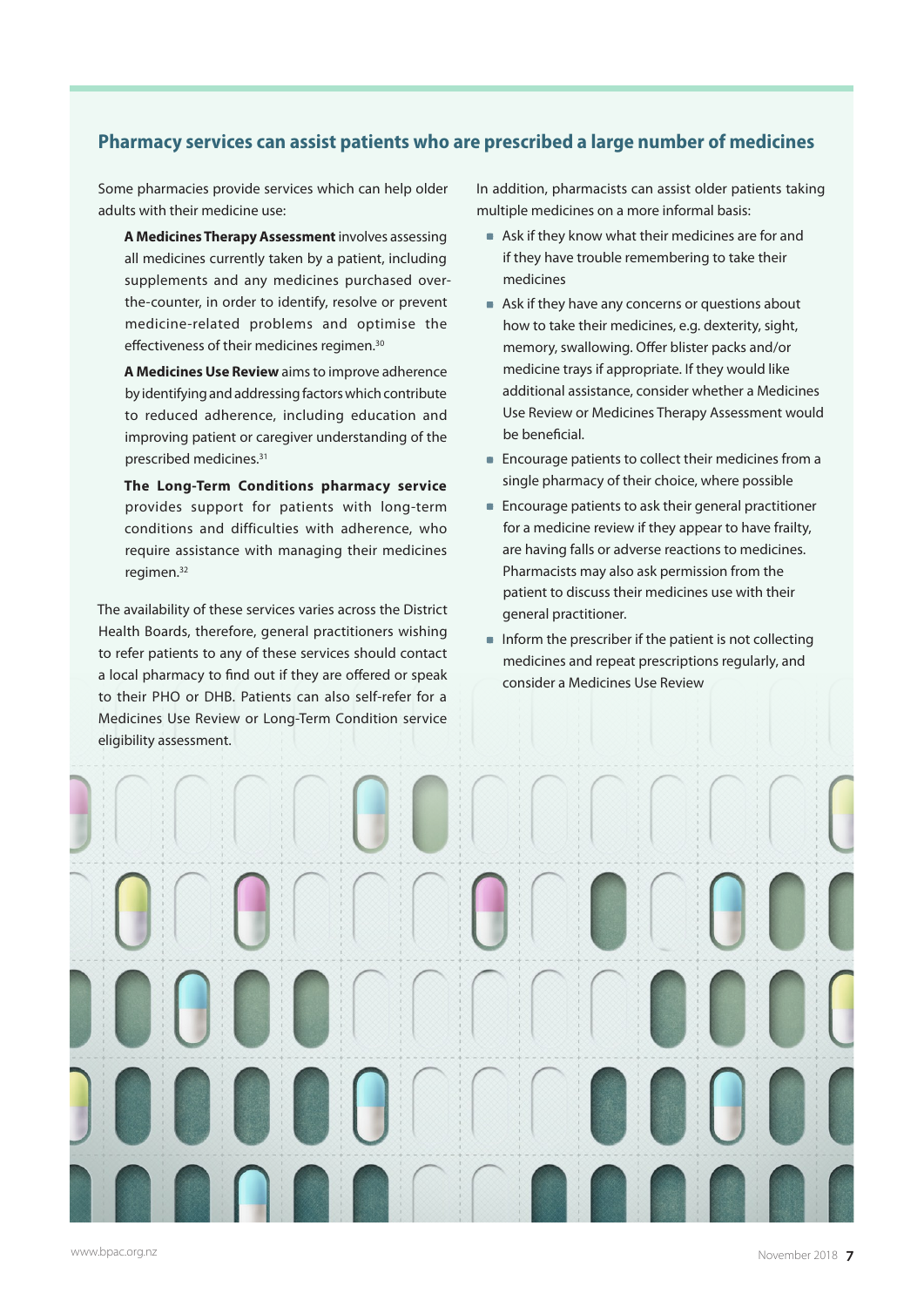## Pharmacy services can assist patients who are prescribed a large number of medicines

Some pharmacies provide services which can help older adults with their medicine use:

**A Medicines Therapy Assessment** involves assessing all medicines currently taken by a patient, including supplements and any medicines purchased over-the-counter, in order to identify, resolve or prevent medicine-related problems and optimise the effectiveness of their medicines regimen.[30]

**A Medicines Use Review** aims to improve adherence by identifying and addressing factors which contribute to reduced adherence, including education and improving patient or caregiver understanding of the prescribed medicines.[31]

**The Long-Term Conditions pharmacy service** provides support for patients with long-term conditions and difficulties with adherence, who require assistance with managing their medicines regimen.[32]

The availability of these services varies across the District Health Boards, therefore, general practitioners wishing to refer patients to any of these services should contact a local pharmacy to find out if they are offered or speak to their PHO or DHB. Patients can also self-refer for a Medicines Use Review or Long-Term Condition service eligibility assessment.

In addition, pharmacists can assist older patients taking multiple medicines on a more informal basis:

- Ask if they know what their medicines are for and if they have trouble remembering to take their medicines
- Ask if they have any concerns or questions about how to take their medicines, e.g. dexterity, sight, memory, swallowing. Offer blister packs and/or medicine trays if appropriate. If they would like additional assistance, consider whether a Medicines Use Review or Medicines Therapy Assessment would be beneficial.
- Encourage patients to collect their medicines from a single pharmacy of their choice, where possible
- Encourage patients to ask their general practitioner for a medicine review if they appear to have frailty, are having falls or adverse reactions to medicines. Pharmacists may also ask permission from the patient to discuss their medicines use with their general practitioner.
- Inform the prescriber if the patient is not collecting medicines and repeat prescriptions regularly, and consider a Medicines Use Review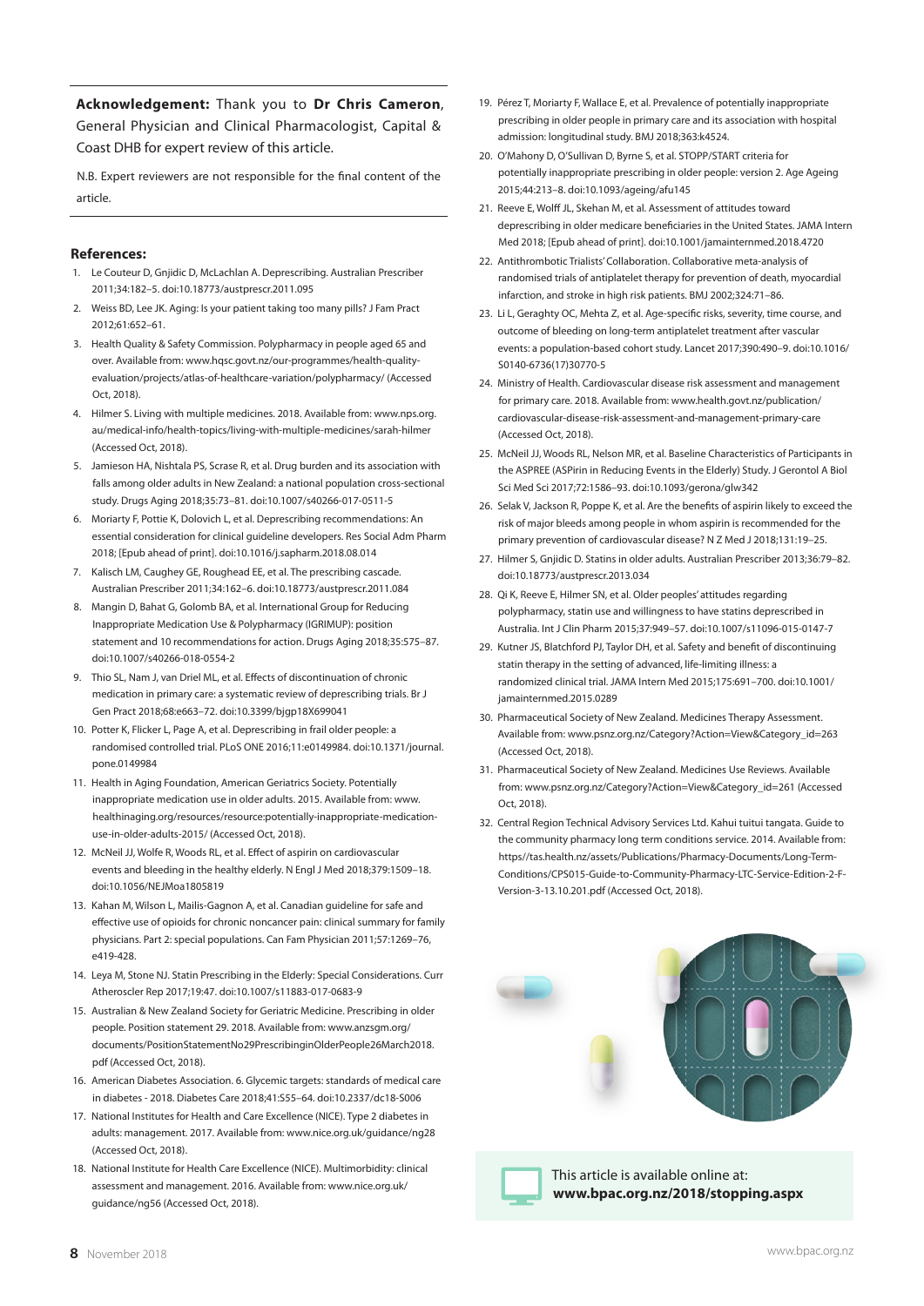**Acknowledgement:** Thank you to **Dr Chris Cameron**, General Physician and Clinical Pharmacologist, Capital & Coast DHB for expert review of this article.

N.B. Expert reviewers are not responsible for the final content of the article.

### References:

1. Le Couteur D, Gnjidic D, McLachlan A. Deprescribing. Australian Prescriber 2011;34:182–5. doi:10.18773/austprescr.2011.095
2. Weiss BD, Lee JK. Aging: Is your patient taking too many pills? J Fam Pract 2012;61:652–61.
3. Health Quality & Safety Commission. Polypharmacy in people aged 65 and over. Available from: www.hqsc.govt.nz/our-programmes/health-quality-evaluation/projects/atlas-of-healthcare-variation/polypharmacy/ (Accessed Oct, 2018).
4. Hilmer S. Living with multiple medicines. 2018. Available from: www.nps.org.au/medical-info/health-topics/living-with-multiple-medicines/sarah-hilmer (Accessed Oct, 2018).
5. Jamieson HA, Nishtala PS, Scrase R, et al. Drug burden and its association with falls among older adults in New Zealand: a national population cross-sectional study. Drugs Aging 2018;35:73–81. doi:10.1007/s40266-017-0511-5
6. Moriarty F, Pottie K, Dolovich L, et al. Deprescribing recommendations: An essential consideration for clinical guideline developers. Res Social Adm Pharm 2018; [Epub ahead of print]. doi:10.1016/j.sapharm.2018.08.014
7. Kalisch LM, Caughey GE, Roughead EE, et al. The prescribing cascade. Australian Prescriber 2011;34:162–6. doi:10.18773/austprescr.2011.084
8. Mangin D, Bahat G, Golomb BA, et al. International Group for Reducing Inappropriate Medication Use & Polypharmacy (IGRIMUP): position statement and 10 recommendations for action. Drugs Aging 2018;35:575–87. doi:10.1007/s40266-018-0554-2
9. Thio SL, Nam J, van Driel ML, et al. Effects of discontinuation of chronic medication in primary care: a systematic review of deprescribing trials. Br J Gen Pract 2018;68:e663–72. doi:10.3399/bjgp18X699041
10. Potter K, Flicker L, Page A, et al. Deprescribing in frail older people: a randomised controlled trial. PLoS ONE 2016;11:e0149984. doi:10.1371/journal.pone.0149984
11. Health in Aging Foundation, American Geriatrics Society. Potentially inappropriate medication use in older adults. 2015. Available from: www.healthinaging.org/resources/resource:potentially-inappropriate-medication-use-in-older-adults-2015/ (Accessed Oct, 2018).
12. McNeil JJ, Wolfe R, Woods RL, et al. Effect of aspirin on cardiovascular events and bleeding in the healthy elderly. N Engl J Med 2018;379:1509–18. doi:10.1056/NEJMoa1805819
13. Kahan M, Wilson L, Mailis-Gagnon A, et al. Canadian guideline for safe and effective use of opioids for chronic noncancer pain: clinical summary for family physicians. Part 2: special populations. Can Fam Physician 2011;57:1269–76, e419-428.
14. Leya M, Stone NJ. Statin Prescribing in the Elderly: Special Considerations. Curr Atheroscler Rep 2017;19:47. doi:10.1007/s11883-017-0683-9
15. Australian & New Zealand Society for Geriatric Medicine. Prescribing in older people. Position statement 29. 2018. Available from: www.anzsgm.org/documents/PositionStatementNo29PrescribinginOlderPeople26March2018.pdf (Accessed Oct, 2018).
16. American Diabetes Association. 6. Glycemic targets: standards of medical care in diabetes - 2018. Diabetes Care 2018;41:S55–64. doi:10.2337/dc18-S006
17. National Institutes for Health and Care Excellence (NICE). Type 2 diabetes in adults: management. 2017. Available from: www.nice.org.uk/guidance/ng28 (Accessed Oct, 2018).
18. National Institute for Health Care Excellence (NICE). Multimorbidity: clinical assessment and management. 2016. Available from: www.nice.org.uk/guidance/ng56 (Accessed Oct, 2018).
19. Pérez T, Moriarty F, Wallace E, et al. Prevalence of potentially inappropriate prescribing in older people in primary care and its association with hospital admission: longitudinal study. BMJ 2018;363:k4524.
20. O'Mahony D, O'Sullivan D, Byrne S, et al. STOPP/START criteria for potentially inappropriate prescribing in older people: version 2. Age Ageing 2015;44:213–8. doi:10.1093/ageing/afu145
21. Reeve E, Wolff JL, Skehan M, et al. Assessment of attitudes toward deprescribing in older medicare beneficiaries in the United States. JAMA Intern Med 2018; [Epub ahead of print]. doi:10.1001/jamainternmed.2018.4720
22. Antithrombotic Trialists' Collaboration. Collaborative meta-analysis of randomised trials of antiplatelet therapy for prevention of death, myocardial infarction, and stroke in high risk patients. BMJ 2002;324:71–86.
23. Li L, Geraghty OC, Mehta Z, et al. Age-specific risks, severity, time course, and outcome of bleeding on long-term antiplatelet treatment after vascular events: a population-based cohort study. Lancet 2017;390:490–9. doi:10.1016/S0140-6736(17)30770-5
24. Ministry of Health. Cardiovascular disease risk assessment and management for primary care. 2018. Available from: www.health.govt.nz/publication/cardiovascular-disease-risk-assessment-and-management-primary-care (Accessed Oct, 2018).
25. McNeil JJ, Woods RL, Nelson MR, et al. Baseline Characteristics of Participants in the ASPREE (ASPirin in Reducing Events in the Elderly) Study. J Gerontol A Biol Sci Med Sci 2017;72:1586–93. doi:10.1093/gerona/glw342
26. Selak V, Jackson R, Poppe K, et al. Are the benefits of aspirin likely to exceed the risk of major bleeds among people in whom aspirin is recommended for the primary prevention of cardiovascular disease? N Z Med J 2018;131:19–25.
27. Hilmer S, Gnjidic D. Statins in older adults. Australian Prescriber 2013;36:79–82. doi:10.18773/austprescr.2013.034
28. Qi K, Reeve E, Hilmer SN, et al. Older peoples' attitudes regarding polypharmacy, statin use and willingness to have statins deprescribed in Australia. Int J Clin Pharm 2015;37:949–57. doi:10.1007/s11096-015-0147-7
29. Kutner JS, Blatchford PJ, Taylor DH, et al. Safety and benefit of discontinuing statin therapy in the setting of advanced, life-limiting illness: a randomized clinical trial. JAMA Intern Med 2015;175:691–700. doi:10.1001/jamainternmed.2015.0289
30. Pharmaceutical Society of New Zealand. Medicines Therapy Assessment. Available from: www.psnz.org.nz/Category?Action=View&Category_id=263 (Accessed Oct, 2018).
31. Pharmaceutical Society of New Zealand. Medicines Use Reviews. Available from: www.psnz.org.nz/Category?Action=View&Category_id=261 (Accessed Oct, 2018).
32. Central Region Technical Advisory Services Ltd. Kahui tuitui tangata. Guide to the community pharmacy long term conditions service. 2014. Available from: https//tas.health.nz/assets/Publications/Pharmacy-Documents/Long-Term-Conditions/CPS015-Guide-to-Community-Pharmacy-LTC-Service-Edition-2-F-Version-3-13.10.201.pdf (Accessed Oct, 2018).

This article is available online at: **www.bpac.org.nz/2018/stopping.aspx**